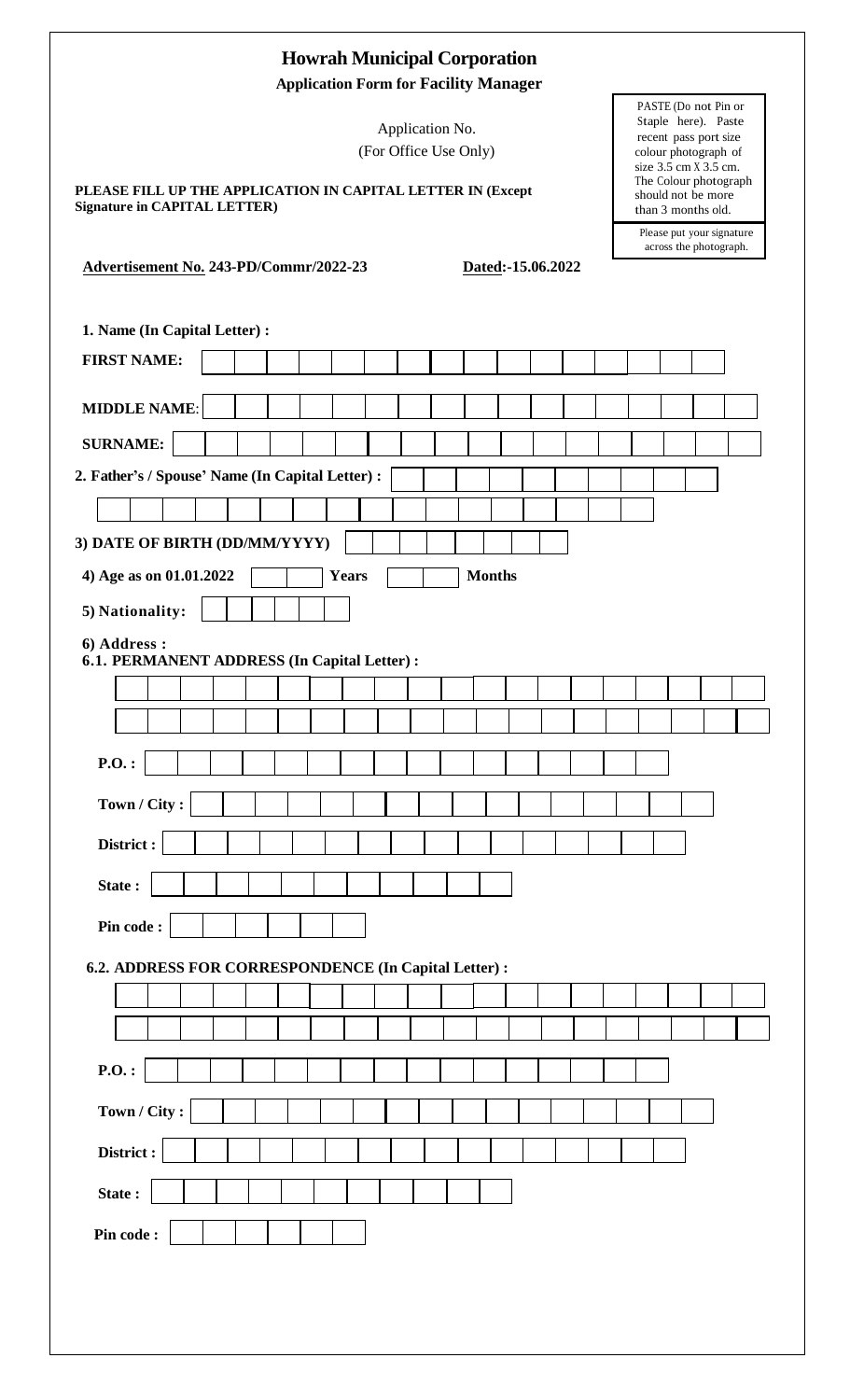# Howrah Municipal Corporation

**Application Form for Facility Manager**

Application No.
(For Office Use Only)

PASTE (Do not Pin or Staple here). Paste recent pass port size colour photograph of size 3.5 cm X 3.5 cm. The Colour photograph should not be more than 3 months old.

Please put your signature across the photograph.

**PLEASE FILL UP THE APPLICATION IN CAPITAL LETTER IN (Except Signature in CAPITAL LETTER)**

**Advertisement No. 243-PD/Commr/2022-23** **Dated:-15.06.2022**

**1. Name (In Capital Letter) :**

**FIRST NAME:**

**MIDDLE NAME**:

**SURNAME:**

**2. Father's / Spouse' Name (In Capital Letter) :**

**3) DATE OF BIRTH (DD/MM/YYYY)**

**4) Age as on 01.01.2022** **Years** **Months**

**5) Nationality:**

**6) Address :**

**6.1. PERMANENT ADDRESS (In Capital Letter) :**

**P.O. :**

**Town / City :**

**District :**

**State :**

**Pin code :**

**6.2. ADDRESS FOR CORRESPONDENCE (In Capital Letter) :**

**P.O. :**

**Town / City :**

**District :**

**State :**

**Pin code :**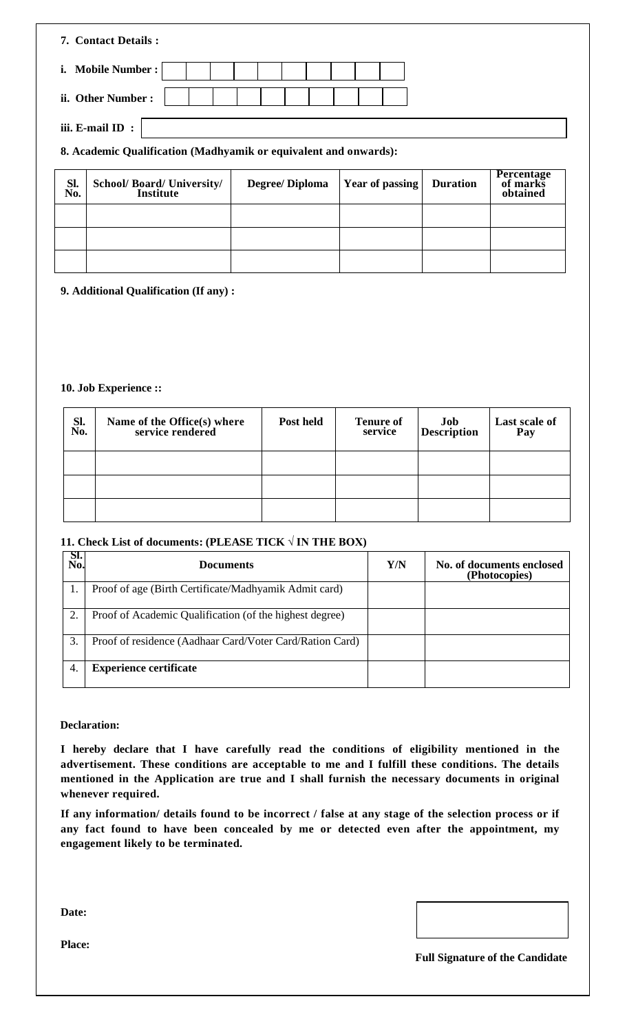**7. Contact Details :**

**i. Mobile Number :**

**ii. Other Number :**

**iii. E-mail ID :**

**8. Academic Qualification (Madhyamik or equivalent and onwards):**

| Sl. No. | School/ Board/ University/ Institute | Degree/ Diploma | Year of passing | Duration | Percentage of marks obtained |
|---|---|---|---|---|---|
| | | | | | |
| | | | | | |
| | | | | | |

**9. Additional Qualification (If any) :**

**10. Job Experience ::**

| Sl. No. | Name of the Office(s) where service rendered | Post held | Tenure of service | Job Description | Last scale of Pay |
|---|---|---|---|---|---|
| | | | | | |
| | | | | | |
| | | | | | |

**11. Check List of documents: (PLEASE TICK √ IN THE BOX)**

| Sl. No. | Documents | Y/N | No. of documents enclosed (Photocopies) |
|---|---|---|---|
| 1. | Proof of age (Birth Certificate/Madhyamik Admit card) | | |
| 2. | Proof of Academic Qualification (of the highest degree) | | |
| 3. | Proof of residence (Aadhaar Card/Voter Card/Ration Card) | | |
| 4. | **Experience certificate** | | |

**Declaration:**

**I hereby declare that I have carefully read the conditions of eligibility mentioned in the advertisement. These conditions are acceptable to me and I fulfill these conditions. The details mentioned in the Application are true and I shall furnish the necessary documents in original whenever required.**

**If any information/ details found to be incorrect / false at any stage of the selection process or if any fact found to have been concealed by me or detected even after the appointment, my engagement likely to be terminated.**

**Date:**

**Place:**

**Full Signature of the Candidate**